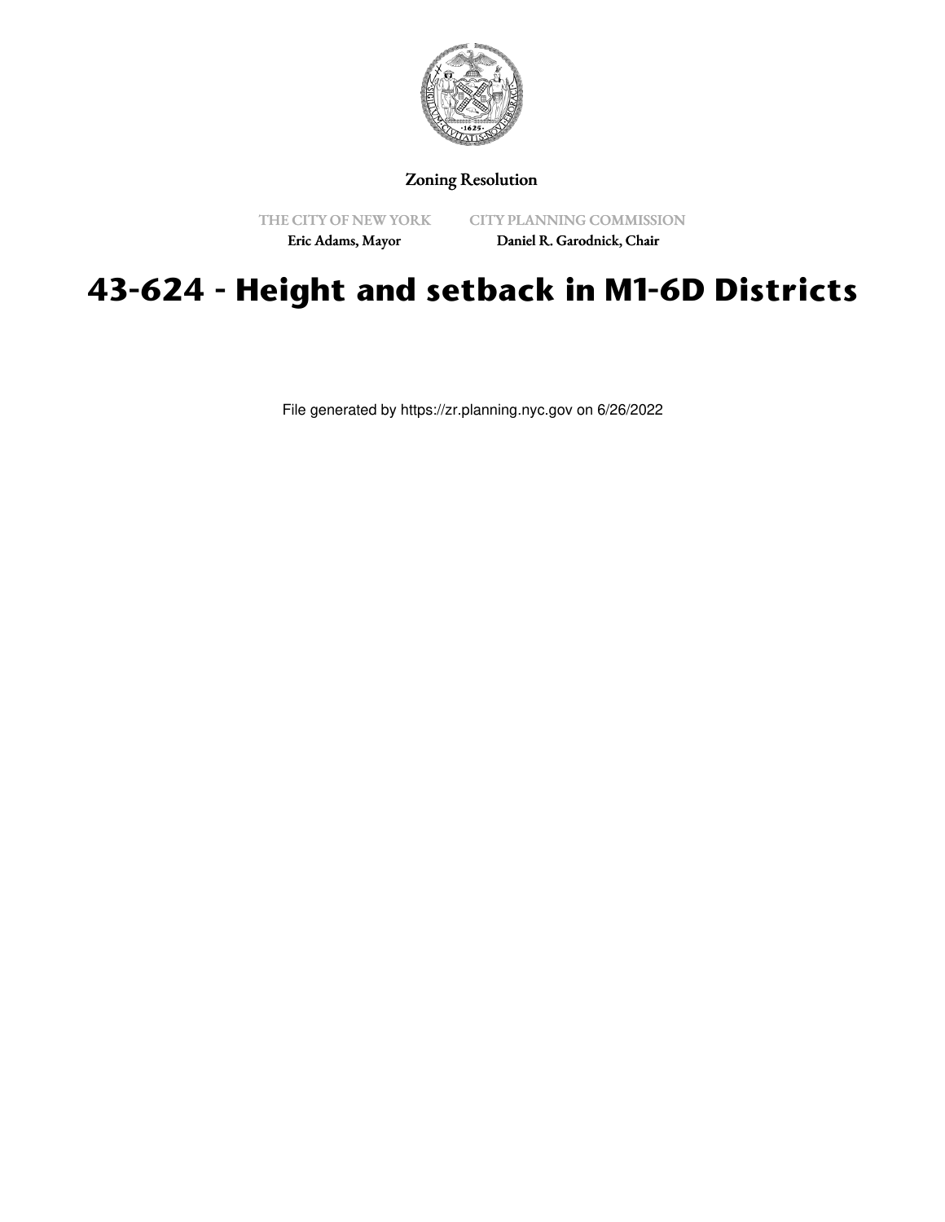Zoning Resolution

THE CITY OF NEW YORK
Eric Adams, Mayor

CITY PLANNING COMMISSION
Daniel R. Garodnick, Chair

# 43-624 - Height and setback in M1-6D Districts

File generated by https://zr.planning.nyc.gov on 6/26/2022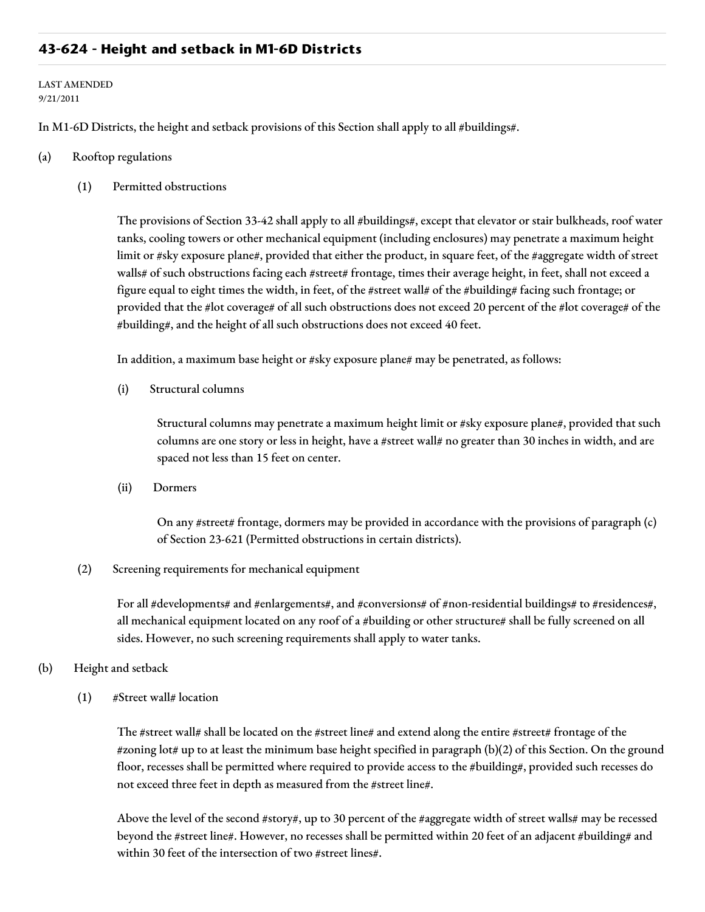## 43-624 - Height and setback in M1-6D Districts

LAST AMENDED
9/21/2011

In M1-6D Districts, the height and setback provisions of this Section shall apply to all #buildings#.

(a) Rooftop regulations

(1) Permitted obstructions

The provisions of Section 33-42 shall apply to all #buildings#, except that elevator or stair bulkheads, roof water tanks, cooling towers or other mechanical equipment (including enclosures) may penetrate a maximum height limit or #sky exposure plane#, provided that either the product, in square feet, of the #aggregate width of street walls# of such obstructions facing each #street# frontage, times their average height, in feet, shall not exceed a figure equal to eight times the width, in feet, of the #street wall# of the #building# facing such frontage; or provided that the #lot coverage# of all such obstructions does not exceed 20 percent of the #lot coverage# of the #building#, and the height of all such obstructions does not exceed 40 feet.

In addition, a maximum base height or #sky exposure plane# may be penetrated, as follows:

(i) Structural columns

Structural columns may penetrate a maximum height limit or #sky exposure plane#, provided that such columns are one story or less in height, have a #street wall# no greater than 30 inches in width, and are spaced not less than 15 feet on center.

(ii) Dormers

On any #street# frontage, dormers may be provided in accordance with the provisions of paragraph (c) of Section 23-621 (Permitted obstructions in certain districts).

(2) Screening requirements for mechanical equipment

For all #developments# and #enlargements#, and #conversions# of #non-residential buildings# to #residences#, all mechanical equipment located on any roof of a #building or other structure# shall be fully screened on all sides. However, no such screening requirements shall apply to water tanks.

(b) Height and setback

(1) #Street wall# location

The #street wall# shall be located on the #street line# and extend along the entire #street# frontage of the #zoning lot# up to at least the minimum base height specified in paragraph (b)(2) of this Section. On the ground floor, recesses shall be permitted where required to provide access to the #building#, provided such recesses do not exceed three feet in depth as measured from the #street line#.

Above the level of the second #story#, up to 30 percent of the #aggregate width of street walls# may be recessed beyond the #street line#. However, no recesses shall be permitted within 20 feet of an adjacent #building# and within 30 feet of the intersection of two #street lines#.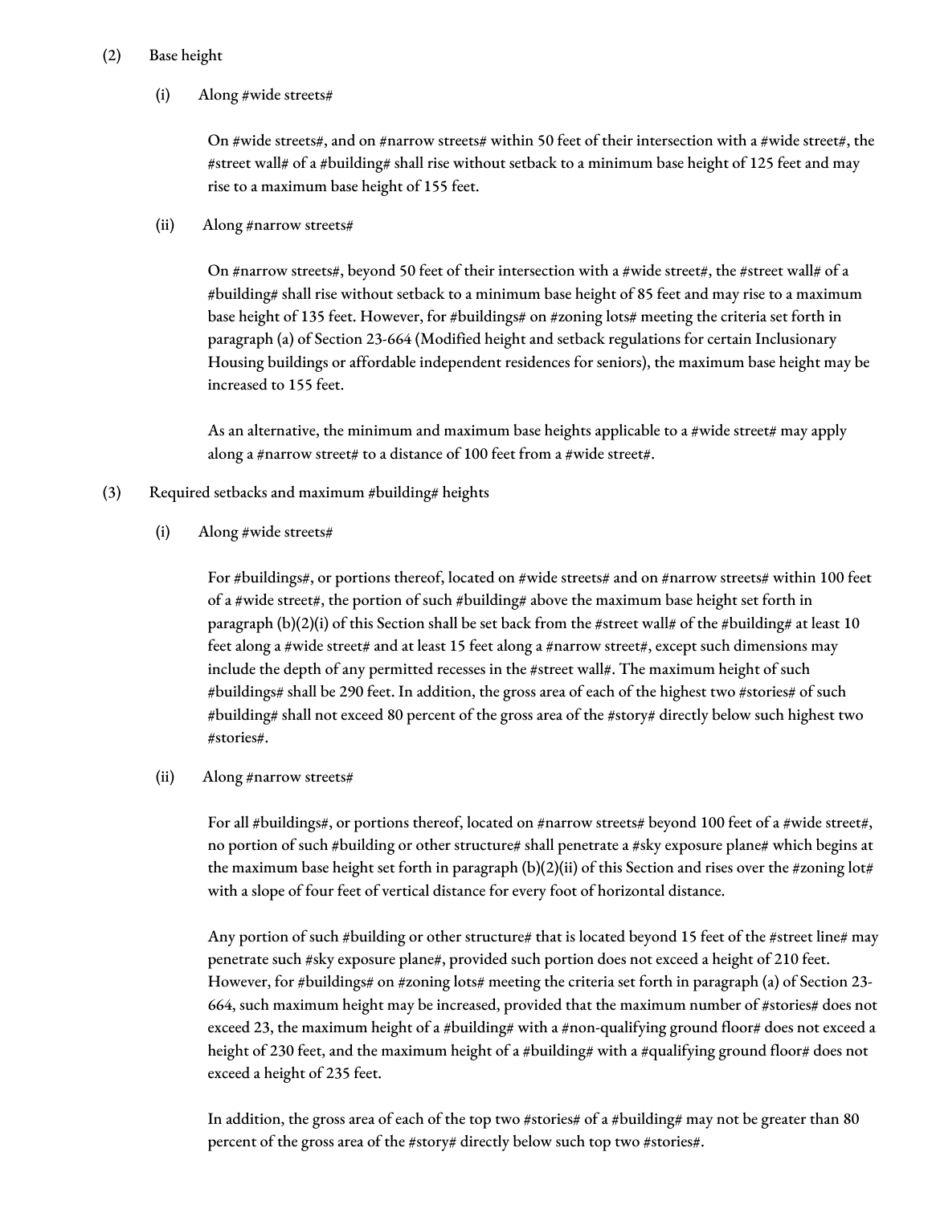(2) Base height

(i) Along #wide streets#

On #wide streets#, and on #narrow streets# within 50 feet of their intersection with a #wide street#, the #street wall# of a #building# shall rise without setback to a minimum base height of 125 feet and may rise to a maximum base height of 155 feet.

(ii) Along #narrow streets#

On #narrow streets#, beyond 50 feet of their intersection with a #wide street#, the #street wall# of a #building# shall rise without setback to a minimum base height of 85 feet and may rise to a maximum base height of 135 feet. However, for #buildings# on #zoning lots# meeting the criteria set forth in paragraph (a) of Section 23-664 (Modified height and setback regulations for certain Inclusionary Housing buildings or affordable independent residences for seniors), the maximum base height may be increased to 155 feet.

As an alternative, the minimum and maximum base heights applicable to a #wide street# may apply along a #narrow street# to a distance of 100 feet from a #wide street#.

(3) Required setbacks and maximum #building# heights

(i) Along #wide streets#

For #buildings#, or portions thereof, located on #wide streets# and on #narrow streets# within 100 feet of a #wide street#, the portion of such #building# above the maximum base height set forth in paragraph (b)(2)(i) of this Section shall be set back from the #street wall# of the #building# at least 10 feet along a #wide street# and at least 15 feet along a #narrow street#, except such dimensions may include the depth of any permitted recesses in the #street wall#. The maximum height of such #buildings# shall be 290 feet. In addition, the gross area of each of the highest two #stories# of such #building# shall not exceed 80 percent of the gross area of the #story# directly below such highest two #stories#.

(ii) Along #narrow streets#

For all #buildings#, or portions thereof, located on #narrow streets# beyond 100 feet of a #wide street#, no portion of such #building or other structure# shall penetrate a #sky exposure plane# which begins at the maximum base height set forth in paragraph (b)(2)(ii) of this Section and rises over the #zoning lot# with a slope of four feet of vertical distance for every foot of horizontal distance.

Any portion of such #building or other structure# that is located beyond 15 feet of the #street line# may penetrate such #sky exposure plane#, provided such portion does not exceed a height of 210 feet. However, for #buildings# on #zoning lots# meeting the criteria set forth in paragraph (a) of Section 23-664, such maximum height may be increased, provided that the maximum number of #stories# does not exceed 23, the maximum height of a #building# with a #non-qualifying ground floor# does not exceed a height of 230 feet, and the maximum height of a #building# with a #qualifying ground floor# does not exceed a height of 235 feet.

In addition, the gross area of each of the top two #stories# of a #building# may not be greater than 80 percent of the gross area of the #story# directly below such top two #stories#.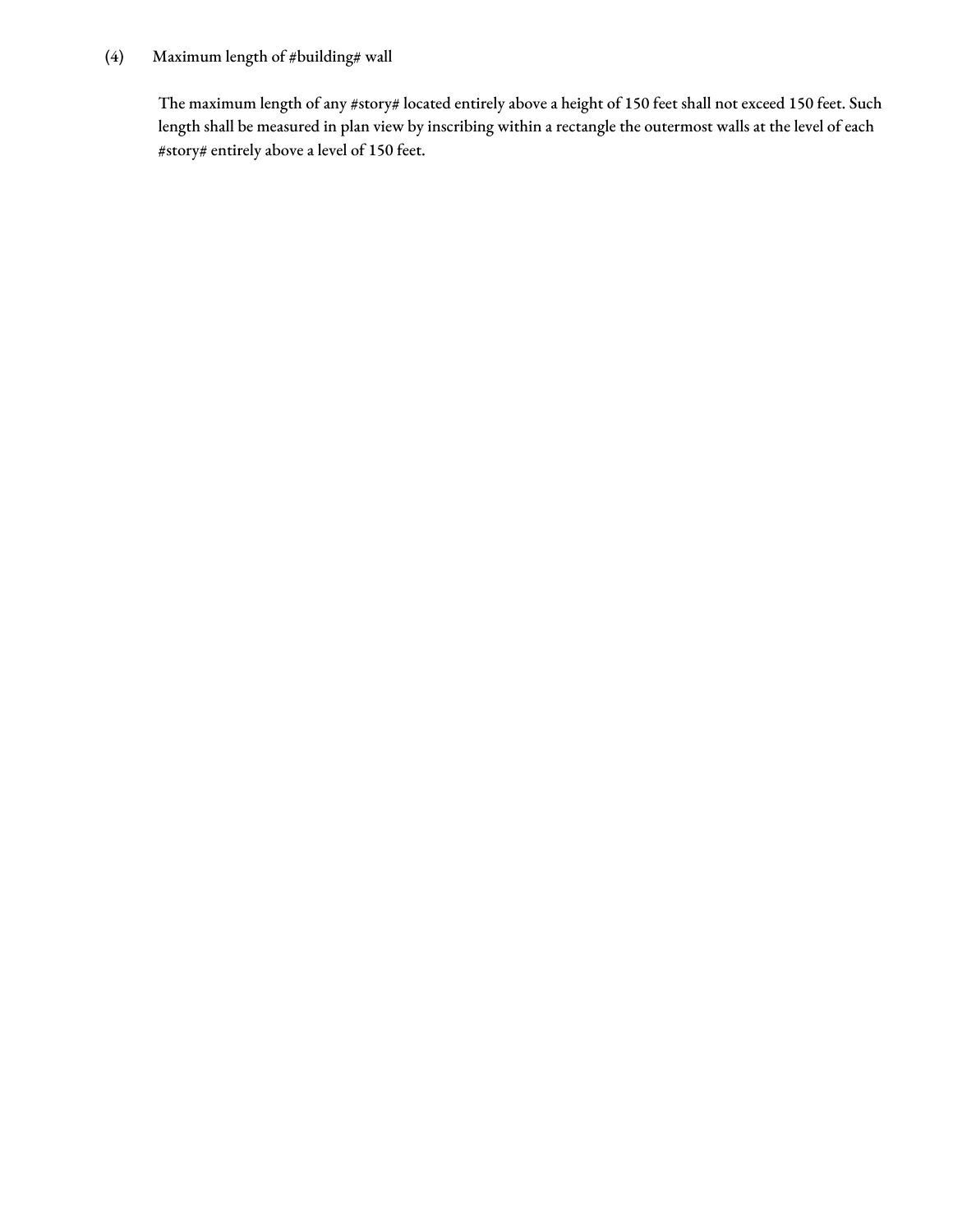(4) Maximum length of #building# wall

The maximum length of any #story# located entirely above a height of 150 feet shall not exceed 150 feet. Such length shall be measured in plan view by inscribing within a rectangle the outermost walls at the level of each #story# entirely above a level of 150 feet.